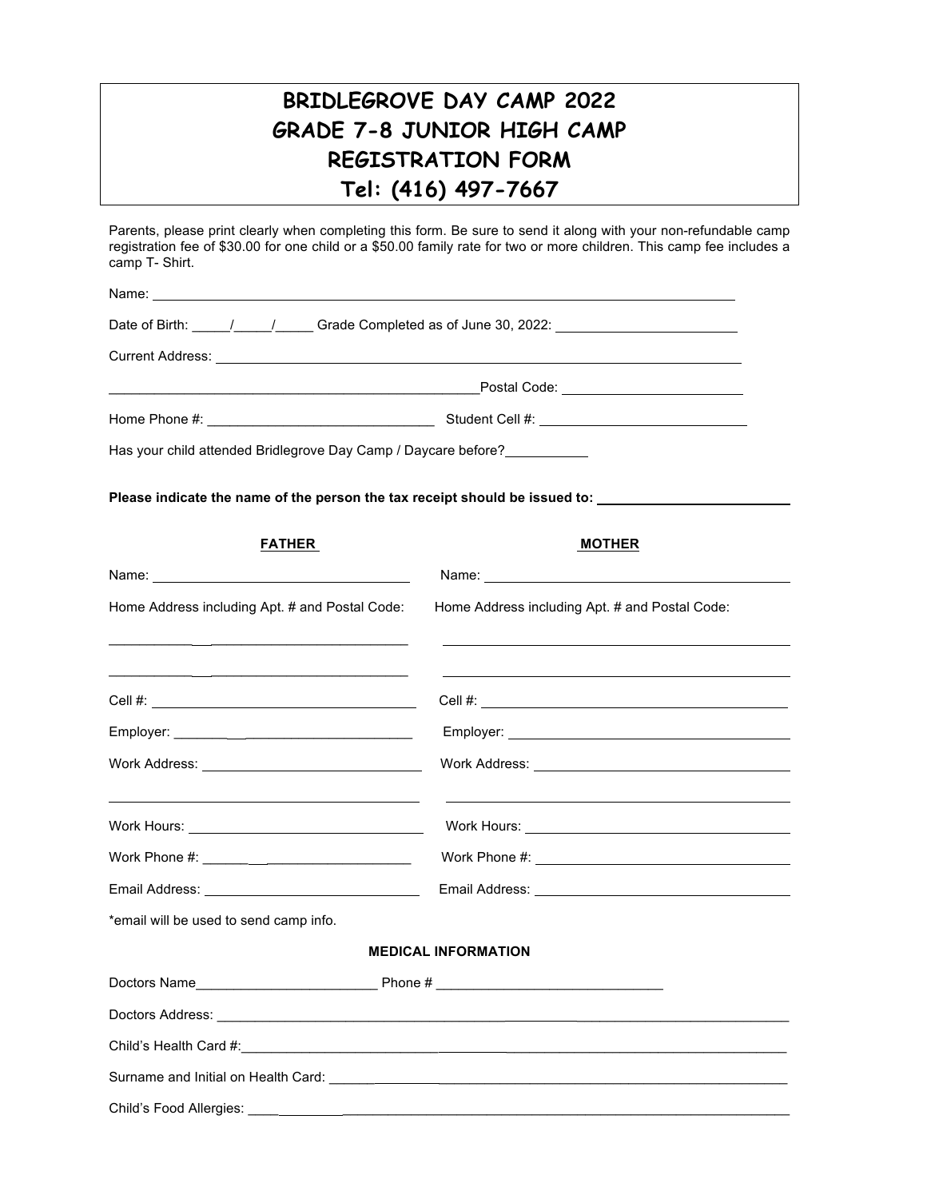# BRIDLEGROVE DAY CAMP 2022
# GRADE 7-8 JUNIOR HIGH CAMP
# REGISTRATION FORM
# Tel: (416) 497-7667

Parents, please print clearly when completing this form. Be sure to send it along with your non-refundable camp registration fee of $30.00 for one child or a $50.00 family rate for two or more children. This camp fee includes a camp T- Shirt.

Name: ______________________________________________

Date of Birth: _____/_____/_____ Grade Completed as of June 30, 2022: ____________________

Current Address: ______________________________________________

______________________________________________ Postal Code: ____________________

Home Phone #: ________________________ Student Cell #: ________________________

Has your child attended Bridlegrove Day Camp / Daycare before? __________

**Please indicate the name of the person the tax receipt should be issued to:** ____________________

| **FATHER** | **MOTHER** |
|---|---|
| Name: ____________________ | Name: ____________________ |
| Home Address including Apt. # and Postal Code: ____________________ ____________________ | Home Address including Apt. # and Postal Code: ____________________ ____________________ |
| Cell #: ____________________ | Cell #: ____________________ |
| Employer: ____________________ | Employer: ____________________ |
| Work Address: ____________________ ____________________ | Work Address: ____________________ ____________________ |
| Work Hours: ____________________ | Work Hours: ____________________ |
| Work Phone #: ____________________ | Work Phone #: ____________________ |
| Email Address: ____________________ | Email Address: ____________________ |

*email will be used to send camp info.

**MEDICAL INFORMATION**

Doctors Name____________________ Phone # ____________________

Doctors Address: ______________________________________________

Child's Health Card #: ______________________________________________

Surname and Initial on Health Card: ______________________________________________

Child's Food Allergies: ______________________________________________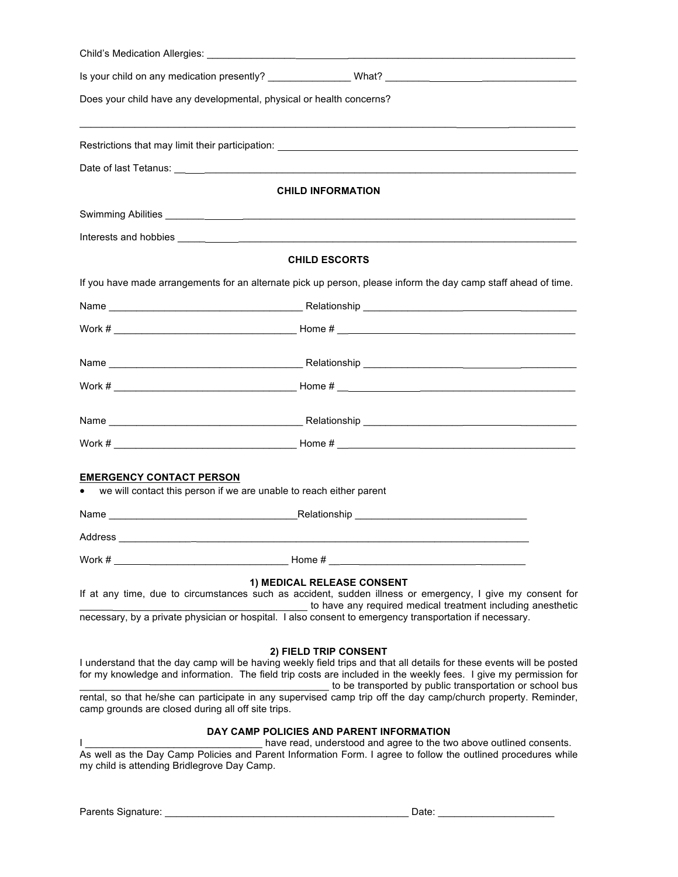Child's Medication Allergies: ____________________________________________________________

Is your child on any medication presently? _______________ What? __________________________

Does your child have any developmental, physical or health concerns?

_______________________________________________________________________________

Restrictions that may limit their participation: _______________________________________

Date of last Tetanus: ____________________________________________________________

### CHILD INFORMATION

Swimming Abilities ________________________________________________________________

Interests and hobbies ______________________________________________________________

### CHILD ESCORTS

If you have made arrangements for an alternate pick up person, please inform the day camp staff ahead of time.

Name ___________________________________ Relationship ___________________________

Work # _________________________________ Home # ________________________________

Name ___________________________________ Relationship ___________________________

Work # _________________________________ Home # ________________________________

Name ___________________________________ Relationship ___________________________

Work # _________________________________ Home # ________________________________

**EMERGENCY CONTACT PERSON**

- we will contact this person if we are unable to reach either parent

Name __________________________________Relationship ______________________________

Address _________________________________________________________________________

Work # _______________________________ Home # __________________________________

### 1) MEDICAL RELEASE CONSENT

If at any time, due to circumstances such as accident, sudden illness or emergency, I give my consent for ________________________________________ to have any required medical treatment including anesthetic necessary, by a private physician or hospital. I also consent to emergency transportation if necessary.

### 2) FIELD TRIP CONSENT

I understand that the day camp will be having weekly field trips and that all details for these events will be posted for my knowledge and information. The field trip costs are included in the weekly fees. I give my permission for ______________________________________________ to be transported by public transportation or school bus rental, so that he/she can participate in any supervised camp trip off the day camp/church property. Reminder, camp grounds are closed during all off site trips.

### DAY CAMP POLICIES AND PARENT INFORMATION

I ________________________________ have read, understood and agree to the two above outlined consents. As well as the Day Camp Policies and Parent Information Form. I agree to follow the outlined procedures while my child is attending Bridlegrove Day Camp.

Parents Signature: ____________________________________________ Date: _____________________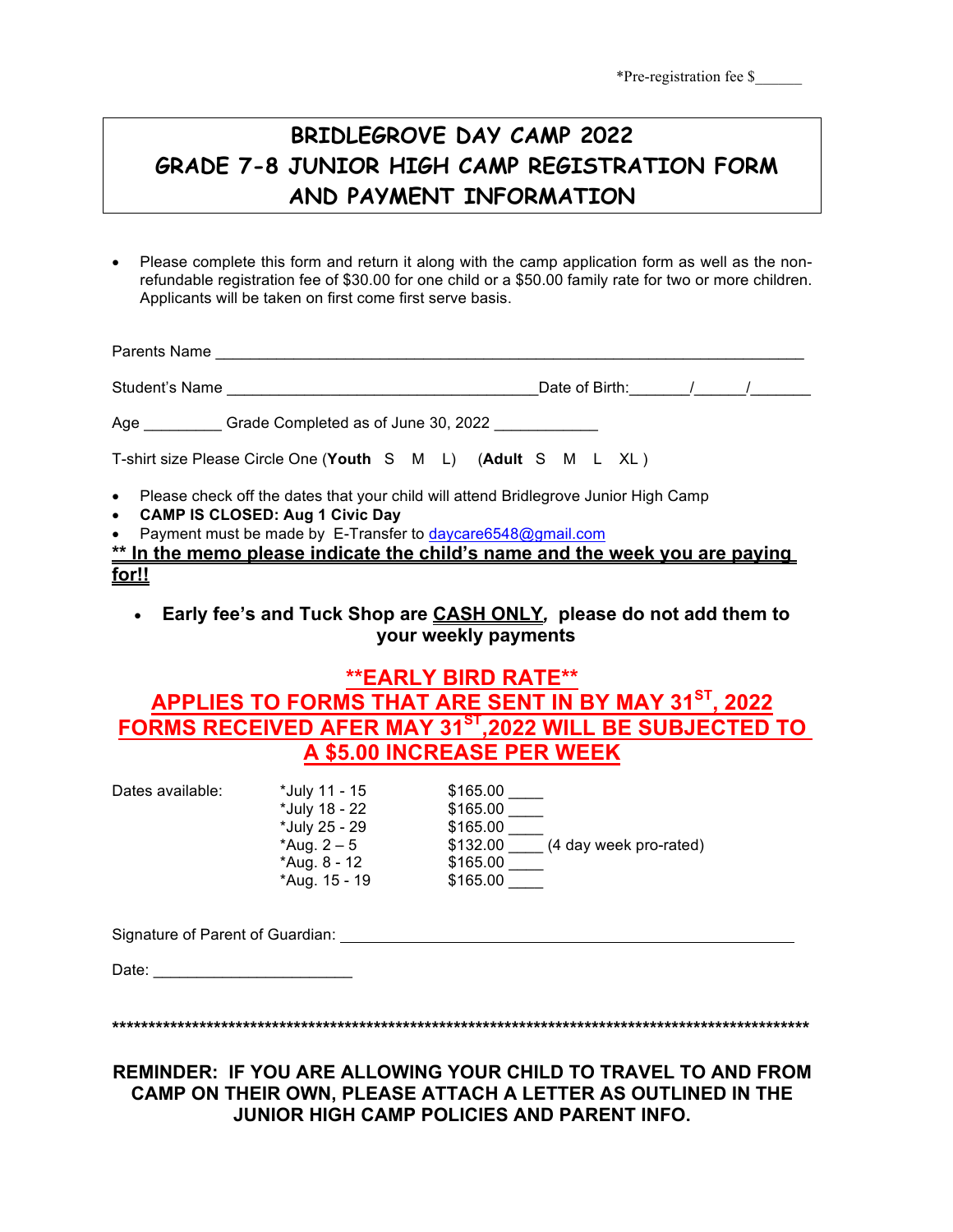*Pre-registration fee $______

# BRIDLEGROVE DAY CAMP 2022
# GRADE 7-8 JUNIOR HIGH CAMP REGISTRATION FORM AND PAYMENT INFORMATION

- Please complete this form and return it along with the camp application form as well as the non-refundable registration fee of $30.00 for one child or a $50.00 family rate for two or more children. Applicants will be taken on first come first serve basis.

Parents Name ______________________________________________________________________

Student's Name ___________________________________Date of Birth:______/_____/_______

Age _________ Grade Completed as of June 30, 2022 ____________

T-shirt size Please Circle One (**Youth** S M L) (**Adult** S M L XL )

- Please check off the dates that your child will attend Bridlegrove Junior High Camp
- **CAMP IS CLOSED: Aug 1 Civic Day**
- Payment must be made by E-Transfer to daycare6548@gmail.com

**<u>** In the memo please indicate the child's name and the week you are paying for!!</u>**

- **Early fee's and Tuck Shop are <u>CASH ONLY</u>, please do not add them to your weekly payments**

**<u>**EARLY BIRD RATE**</u>**
**<u>APPLIES TO FORMS THAT ARE SENT IN BY MAY 31ST, 2022</u>**
**<u>FORMS RECEIVED AFER MAY 31ST,2022 WILL BE SUBJECTED TO A $5.00 INCREASE PER WEEK</u>**

| Dates available: | | | |
|---|---|---|---|
| | *July 11 - 15 | $165.00 ____ | |
| | *July 18 - 22 | $165.00 ____ | |
| | *July 25 - 29 | $165.00 ____ | |
| | *Aug. 2 – 5 | $132.00 ____ | (4 day week pro-rated) |
| | *Aug. 8 - 12 | $165.00 ____ | |
| | *Aug. 15 - 19 | $165.00 ____ | |

Signature of Parent of Guardian: ___________________________________________________

Date: ______________________

******************************************************************************************************

**REMINDER: IF YOU ARE ALLOWING YOUR CHILD TO TRAVEL TO AND FROM CAMP ON THEIR OWN, PLEASE ATTACH A LETTER AS OUTLINED IN THE JUNIOR HIGH CAMP POLICIES AND PARENT INFO.**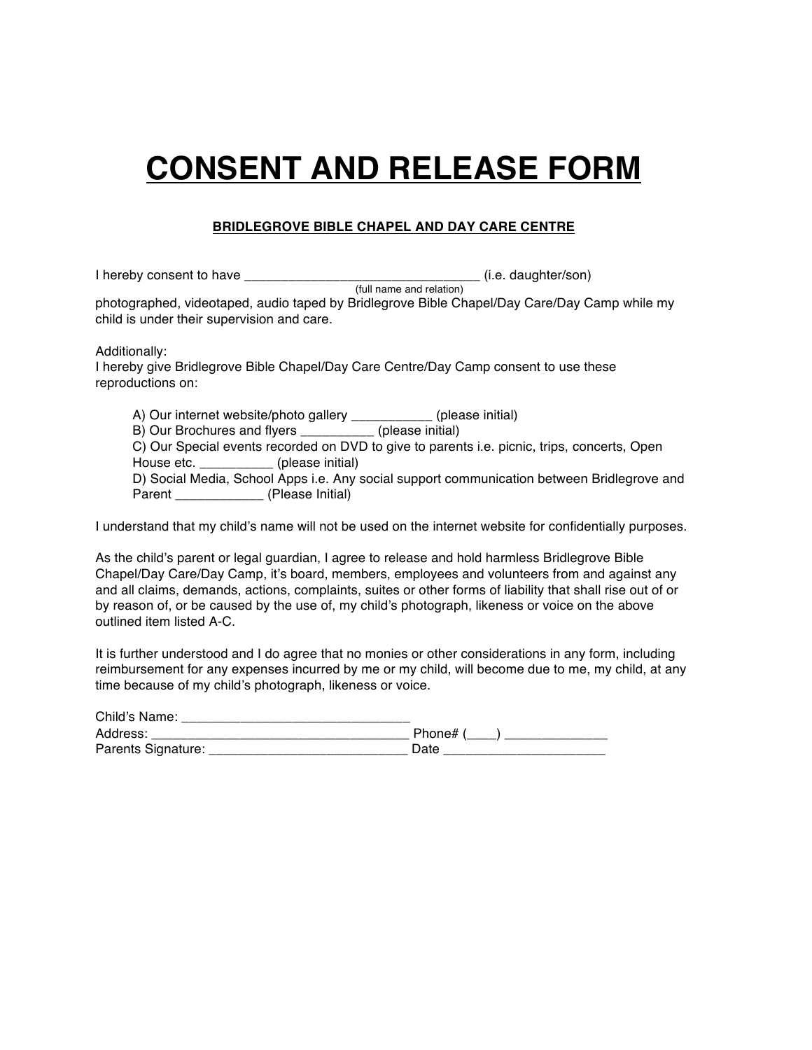# CONSENT AND RELEASE FORM

**BRIDLEGROVE BIBLE CHAPEL AND DAY CARE CENTRE**

I hereby consent to have _________________________________ (i.e. daughter/son)
(full name and relation)
photographed, videotaped, audio taped by Bridlegrove Bible Chapel/Day Care/Day Camp while my child is under their supervision and care.

Additionally:
I hereby give Bridlegrove Bible Chapel/Day Care Centre/Day Camp consent to use these reproductions on:

A) Our internet website/photo gallery ___________ (please initial)
B) Our Brochures and flyers __________ (please initial)
C) Our Special events recorded on DVD to give to parents i.e. picnic, trips, concerts, Open House etc. __________ (please initial)
D) Social Media, School Apps i.e. Any social support communication between Bridlegrove and Parent ____________ (Please Initial)

I understand that my child's name will not be used on the internet website for confidentially purposes.

As the child's parent or legal guardian, I agree to release and hold harmless Bridlegrove Bible Chapel/Day Care/Day Camp, it's board, members, employees and volunteers from and against any and all claims, demands, actions, complaints, suites or other forms of liability that shall rise out of or by reason of, or be caused by the use of, my child's photograph, likeness or voice on the above outlined item listed A-C.

It is further understood and I do agree that no monies or other considerations in any form, including reimbursement for any expenses incurred by me or my child, will become due to me, my child, at any time because of my child's photograph, likeness or voice.

Child's Name: _______________________________
Address: ___________________________________ Phone# (____) ______________
Parents Signature: ___________________________ Date ______________________